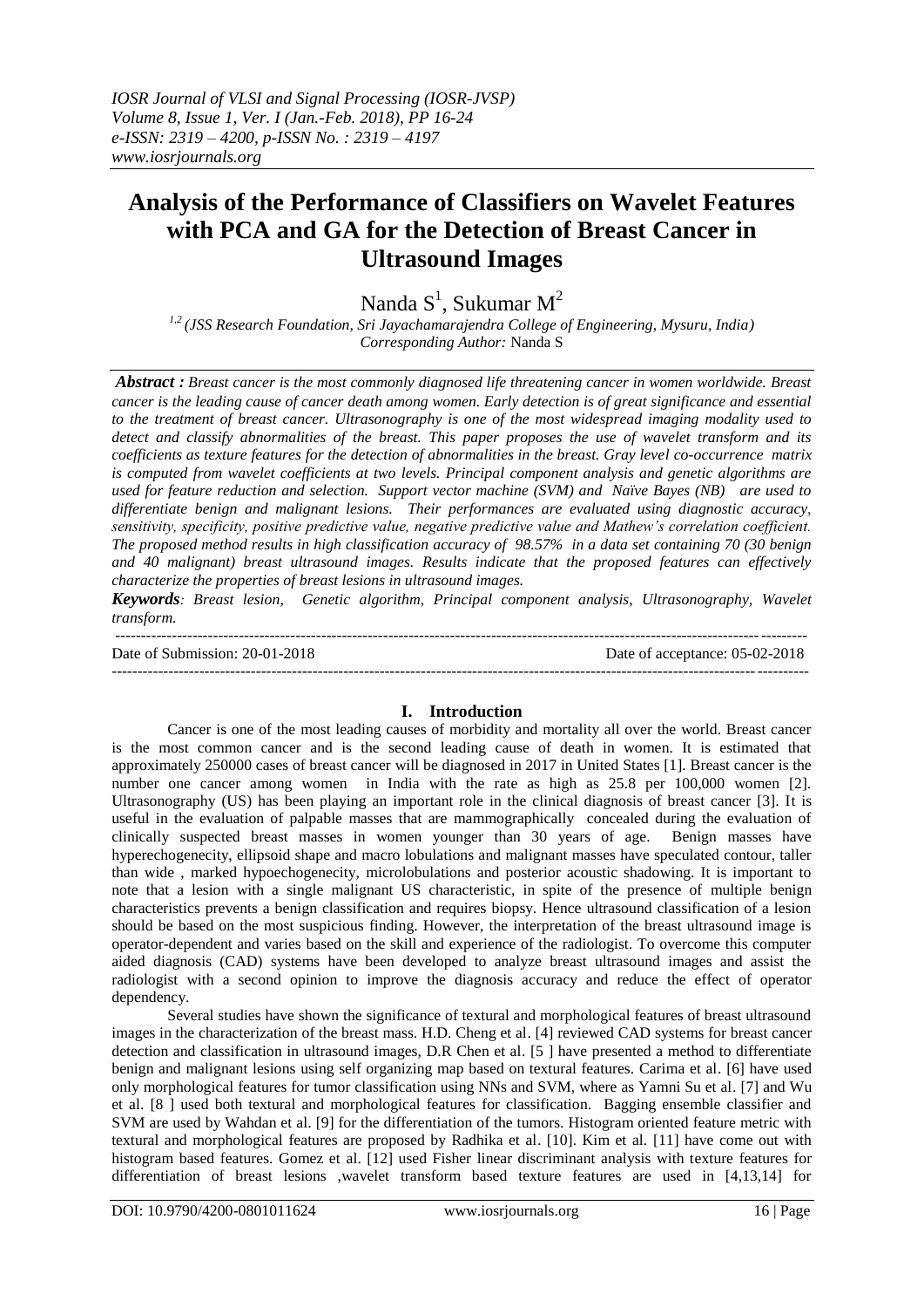# Analysis of the Performance of Classifiers on Wavelet Features with PCA and GA for the Detection of Breast Cancer in Ultrasound Images

Nanda S[1], Sukumar M[2]

*[1,2] (JSS Research Foundation, Sri Jayachamarajendra College of Engineering, Mysuru, India)*
*Corresponding Author:* Nanda S

***Abstract :*** *Breast cancer is the most commonly diagnosed life threatening cancer in women worldwide. Breast cancer is the leading cause of cancer death among women. Early detection is of great significance and essential to the treatment of breast cancer. Ultrasonography is one of the most widespread imaging modality used to detect and classify abnormalities of the breast. This paper proposes the use of wavelet transform and its coefficients as texture features for the detection of abnormalities in the breast. Gray level co-occurrence matrix is computed from wavelet coefficients at two levels. Principal component analysis and genetic algorithms are used for feature reduction and selection. Support vector machine (SVM) and Naïve Bayes (NB) are used to differentiate benign and malignant lesions. Their performances are evaluated using diagnostic accuracy, sensitivity, specificity, positive predictive value, negative predictive value and Mathew's correlation coefficient. The proposed method results in high classification accuracy of 98.57% in a data set containing 70 (30 benign and 40 malignant) breast ultrasound images. Results indicate that the proposed features can effectively characterize the properties of breast lesions in ultrasound images.*

***Keywords****: Breast lesion, Genetic algorithm, Principal component analysis, Ultrasonography, Wavelet transform.*

---

Date of Submission: 20-01-2018 Date of acceptance: 05-02-2018

---

## I. Introduction

Cancer is one of the most leading causes of morbidity and mortality all over the world. Breast cancer is the most common cancer and is the second leading cause of death in women. It is estimated that approximately 250000 cases of breast cancer will be diagnosed in 2017 in United States [1]. Breast cancer is the number one cancer among women in India with the rate as high as 25.8 per 100,000 women [2]. Ultrasonography (US) has been playing an important role in the clinical diagnosis of breast cancer [3]. It is useful in the evaluation of palpable masses that are mammographically concealed during the evaluation of clinically suspected breast masses in women younger than 30 years of age. Benign masses have hyperechogenecity, ellipsoid shape and macro lobulations and malignant masses have speculated contour, taller than wide , marked hypoechogenecity, microlobulations and posterior acoustic shadowing. It is important to note that a lesion with a single malignant US characteristic, in spite of the presence of multiple benign characteristics prevents a benign classification and requires biopsy. Hence ultrasound classification of a lesion should be based on the most suspicious finding. However, the interpretation of the breast ultrasound image is operator-dependent and varies based on the skill and experience of the radiologist. To overcome this computer aided diagnosis (CAD) systems have been developed to analyze breast ultrasound images and assist the radiologist with a second opinion to improve the diagnosis accuracy and reduce the effect of operator dependency.

Several studies have shown the significance of textural and morphological features of breast ultrasound images in the characterization of the breast mass. H.D. Cheng et al. [4] reviewed CAD systems for breast cancer detection and classification in ultrasound images, D.R Chen et al. [5 ] have presented a method to differentiate benign and malignant lesions using self organizing map based on textural features. Carima et al. [6] have used only morphological features for tumor classification using NNs and SVM, where as Yamni Su et al. [7] and Wu et al. [8 ] used both textural and morphological features for classification. Bagging ensemble classifier and SVM are used by Wahdan et al. [9] for the differentiation of the tumors. Histogram oriented feature metric with textural and morphological features are proposed by Radhika et al. [10]. Kim et al. [11] have come out with histogram based features. Gomez et al. [12] used Fisher linear discriminant analysis with texture features for differentiation of breast lesions ,wavelet transform based texture features are used in [4,13,14] for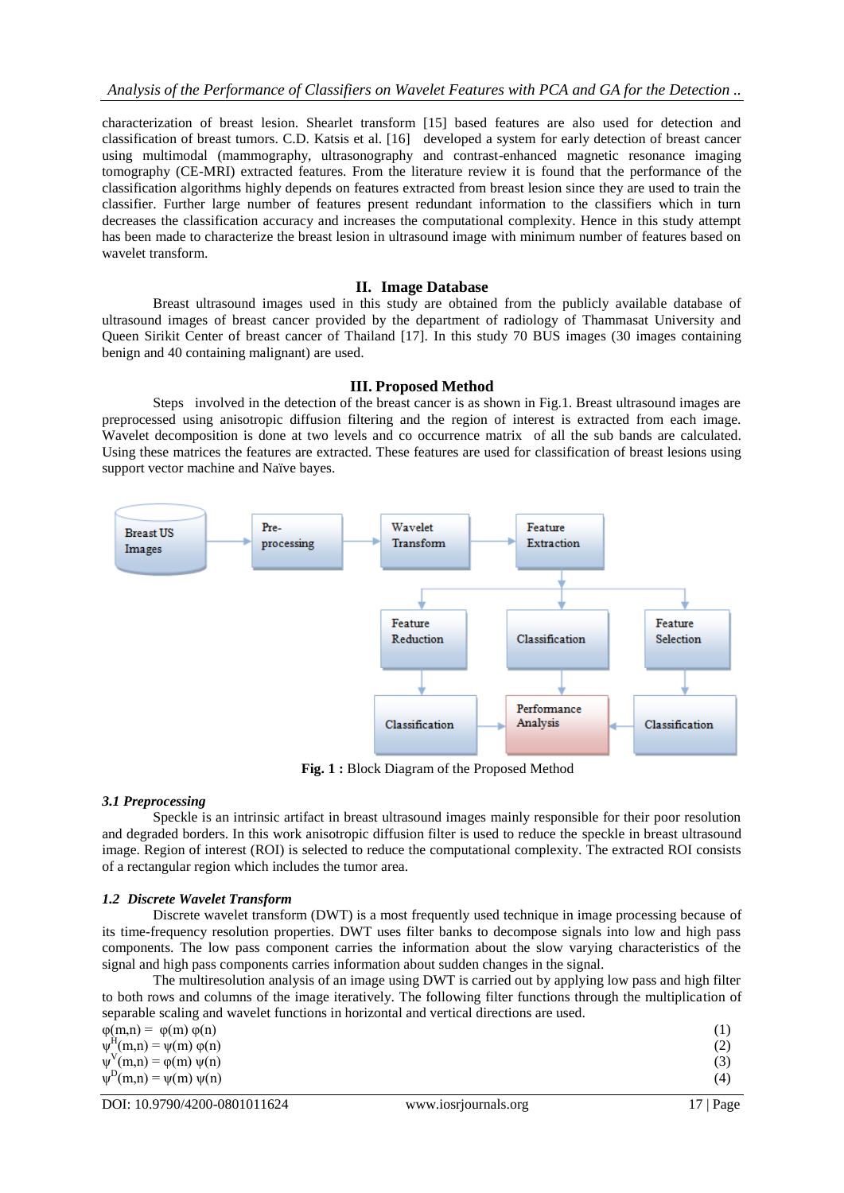characterization of breast lesion. Shearlet transform [15] based features are also used for detection and classification of breast tumors. C.D. Katsis et al. [16] developed a system for early detection of breast cancer using multimodal (mammography, ultrasonography and contrast-enhanced magnetic resonance imaging tomography (CE-MRI) extracted features. From the literature review it is found that the performance of the classification algorithms highly depends on features extracted from breast lesion since they are used to train the classifier. Further large number of features present redundant information to the classifiers which in turn decreases the classification accuracy and increases the computational complexity. Hence in this study attempt has been made to characterize the breast lesion in ultrasound image with minimum number of features based on wavelet transform.

## II. Image Database

Breast ultrasound images used in this study are obtained from the publicly available database of ultrasound images of breast cancer provided by the department of radiology of Thammasat University and Queen Sirikit Center of breast cancer of Thailand [17]. In this study 70 BUS images (30 images containing benign and 40 containing malignant) are used.

## III. Proposed Method

Steps involved in the detection of the breast cancer is as shown in Fig.1. Breast ultrasound images are preprocessed using anisotropic diffusion filtering and the region of interest is extracted from each image. Wavelet decomposition is done at two levels and co occurrence matrix of all the sub bands are calculated. Using these matrices the features are extracted. These features are used for classification of breast lesions using support vector machine and Naïve bayes.

**Fig. 1 :** Block Diagram of the Proposed Method

### *3.1 Preprocessing*

Speckle is an intrinsic artifact in breast ultrasound images mainly responsible for their poor resolution and degraded borders. In this work anisotropic diffusion filter is used to reduce the speckle in breast ultrasound image. Region of interest (ROI) is selected to reduce the computational complexity. The extracted ROI consists of a rectangular region which includes the tumor area.

### *1.2 Discrete Wavelet Transform*

Discrete wavelet transform (DWT) is a most frequently used technique in image processing because of its time-frequency resolution properties. DWT uses filter banks to decompose signals into low and high pass components. The low pass component carries the information about the slow varying characteristics of the signal and high pass components carries information about sudden changes in the signal.

The multiresolution analysis of an image using DWT is carried out by applying low pass and high filter to both rows and columns of the image iteratively. The following filter functions through the multiplication of separable scaling and wavelet functions in horizontal and vertical directions are used.

$$\varphi(m,n) = \varphi(m)\,\varphi(n) \quad (1)$$

$$\psi^{H}(m,n) = \psi(m)\,\varphi(n) \quad (2)$$

$$\psi^{V}(m,n) = \varphi(m)\,\psi(n) \quad (3)$$

$$\psi^{D}(m,n) = \psi(m)\,\psi(n) \quad (4)$$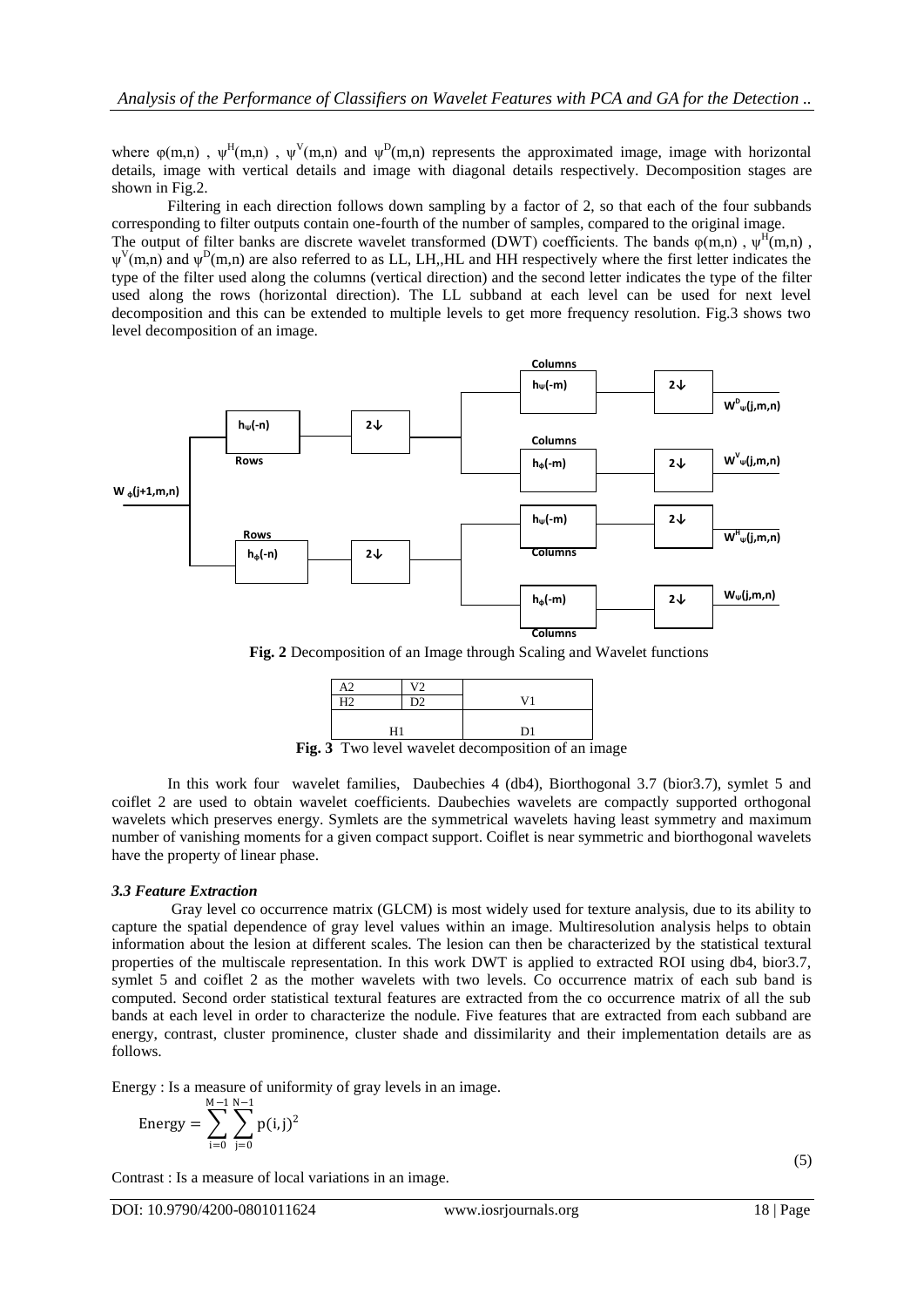where $\varphi(m,n)$ , $\psi^H(m,n)$ , $\psi^V(m,n)$ and $\psi^D(m,n)$ represents the approximated image, image with horizontal details, image with vertical details and image with diagonal details respectively. Decomposition stages are shown in Fig.2.

Filtering in each direction follows down sampling by a factor of 2, so that each of the four subbands corresponding to filter outputs contain one-fourth of the number of samples, compared to the original image. The output of filter banks are discrete wavelet transformed (DWT) coefficients. The bands $\varphi(m,n)$ , $\psi^H(m,n)$ , $\psi^V(m,n)$ and $\psi^D(m,n)$ are also referred to as LL, LH,,HL and HH respectively where the first letter indicates the type of the filter used along the columns (vertical direction) and the second letter indicates the type of the filter used along the rows (horizontal direction). The LL subband at each level can be used for next level decomposition and this can be extended to multiple levels to get more frequency resolution. Fig.3 shows two level decomposition of an image.

**Fig. 2** Decomposition of an Image through Scaling and Wavelet functions

| A2 | V2 | V1 |
|---|---|---|
| H2 | D2 | |
| H1 | | D1 |

**Fig. 3** Two level wavelet decomposition of an image

In this work four wavelet families, Daubechies 4 (db4), Biorthogonal 3.7 (bior3.7), symlet 5 and coiflet 2 are used to obtain wavelet coefficients. Daubechies wavelets are compactly supported orthogonal wavelets which preserves energy. Symlets are the symmetrical wavelets having least symmetry and maximum number of vanishing moments for a given compact support. Coiflet is near symmetric and biorthogonal wavelets have the property of linear phase.

### *3.3 Feature Extraction*

Gray level co occurrence matrix (GLCM) is most widely used for texture analysis, due to its ability to capture the spatial dependence of gray level values within an image. Multiresolution analysis helps to obtain information about the lesion at different scales. The lesion can then be characterized by the statistical textural properties of the multiscale representation. In this work DWT is applied to extracted ROI using db4, bior3.7, symlet 5 and coiflet 2 as the mother wavelets with two levels. Co occurrence matrix of each sub band is computed. Second order statistical textural features are extracted from the co occurrence matrix of all the sub bands at each level in order to characterize the nodule. Five features that are extracted from each subband are energy, contrast, cluster prominence, cluster shade and dissimilarity and their implementation details are as follows.

Energy : Is a measure of uniformity of gray levels in an image.

$$\text{Energy} = \sum_{i=0}^{M-1} \sum_{j=0}^{N-1} p(i,j)^2 \tag{5}$$

Contrast : Is a measure of local variations in an image.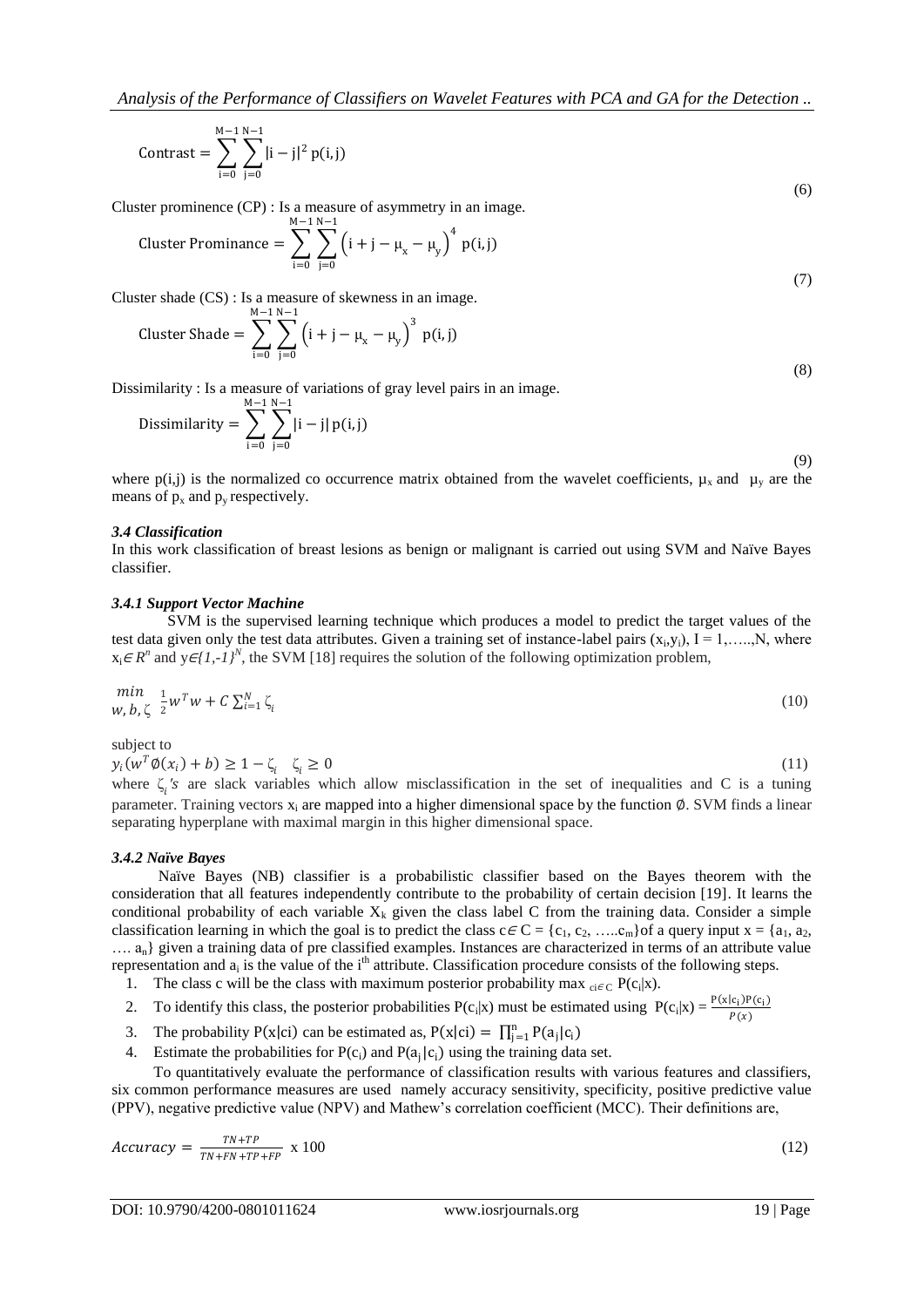$$\text{Contrast} = \sum_{i=0}^{M-1}\sum_{j=0}^{N-1} |i-j|^2 \, p(i,j) \tag{6}$$

Cluster prominence (CP) : Is a measure of asymmetry in an image.

$$\text{Cluster Prominance} = \sum_{i=0}^{M-1}\sum_{j=0}^{N-1} \left(i + j - \mu_x - \mu_y\right)^4 \, p(i,j) \tag{7}$$

Cluster shade (CS) : Is a measure of skewness in an image.

$$\text{Cluster Shade} = \sum_{i=0}^{M-1}\sum_{j=0}^{N-1} \left(i + j - \mu_x - \mu_y\right)^3 \, p(i,j) \tag{8}$$

Dissimilarity : Is a measure of variations of gray level pairs in an image.

$$\text{Dissimilarity} = \sum_{i=0}^{M-1}\sum_{j=0}^{N-1} |i-j| \, p(i,j) \tag{9}$$

where p(i,j) is the normalized co occurrence matrix obtained from the wavelet coefficients, $\mu_x$ and $\mu_y$ are the means of $p_x$ and $p_y$ respectively.

### *3.4 Classification*

In this work classification of breast lesions as benign or malignant is carried out using SVM and Naïve Bayes classifier.

#### *3.4.1 Support Vector Machine*

SVM is the supervised learning technique which produces a model to predict the target values of the test data given only the test data attributes. Given a training set of instance-label pairs $(x_i, y_i)$, I = 1,…..,N, where $x_i \in R^n$ and $y \in \{1,-1\}^N$, the SVM [18] requires the solution of the following optimization problem,

$$\min_{w,b,\zeta} \; \frac{1}{2} w^T w + C \sum_{i=1}^{N} \zeta_i \tag{10}$$

subject to

$$y_i(w^T \emptyset(x_i) + b) \geq 1 - \zeta_i \quad \zeta_i \geq 0 \tag{11}$$

where $\zeta_i$*'s* are slack variables which allow misclassification in the set of inequalities and C is a tuning parameter. Training vectors $x_i$ are mapped into a higher dimensional space by the function $\emptyset$. SVM finds a linear separating hyperplane with maximal margin in this higher dimensional space.

#### *3.4.2 Naïve Bayes*

Naïve Bayes (NB) classifier is a probabilistic classifier based on the Bayes theorem with the consideration that all features independently contribute to the probability of certain decision [19]. It learns the conditional probability of each variable $X_k$ given the class label C from the training data. Consider a simple classification learning in which the goal is to predict the class $c \in C = \{c_1, c_2, \ldots c_m\}$ of a query input $x = \{a_1, a_2, \ldots a_n\}$ given a training data of pre classified examples. Instances are characterized in terms of an attribute value representation and $a_i$ is the value of the i[th] attribute. Classification procedure consists of the following steps.

1. The class c will be the class with maximum posterior probability $\max_{c_i \in C} P(c_i|x)$.
2. To identify this class, the posterior probabilities $P(c_i|x)$ must be estimated using $P(c_i|x) = \frac{P(x|c_i)P(c_i)}{P(x)}$
3. The probability $P(x|c_i)$ can be estimated as, $P(x|c_i) = \prod_{j=1}^{n} P(a_j|c_i)$
4. Estimate the probabilities for $P(c_i)$ and $P(a_j|c_i)$ using the training data set.

To quantitatively evaluate the performance of classification results with various features and classifiers, six common performance measures are used namely accuracy sensitivity, specificity, positive predictive value (PPV), negative predictive value (NPV) and Mathew's correlation coefficient (MCC). Their definitions are,

$$Accuracy = \frac{TN + TP}{TN + FN + TP + FP} \times 100 \tag{12}$$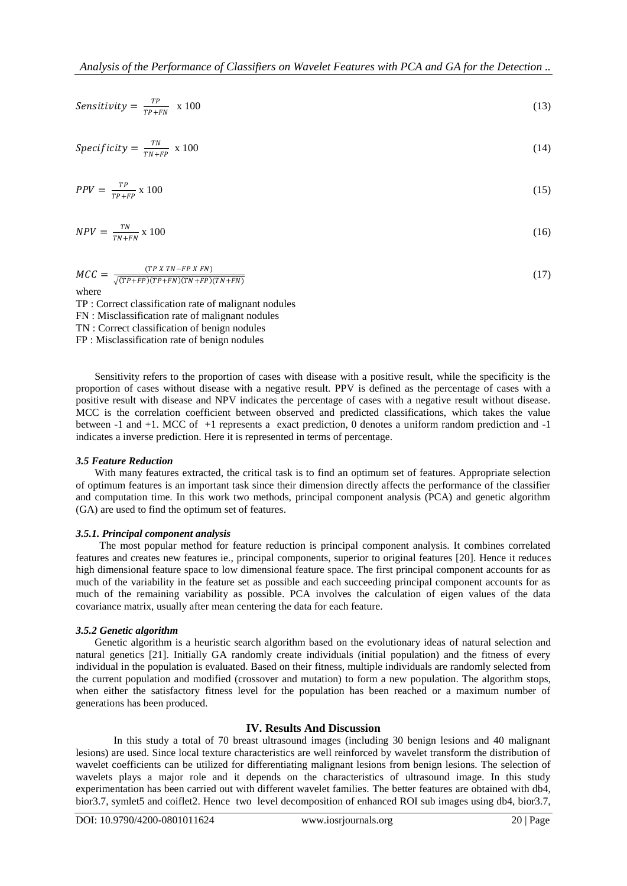$$Sensitivity = \frac{TP}{TP+FN} \text{ x } 100 \tag{13}$$

$$Specificity = \frac{TN}{TN+FP} \text{ x } 100 \tag{14}$$

$$PPV = \frac{TP}{TP+FP} \text{ x } 100 \tag{15}$$

$$NPV = \frac{TN}{TN+FN} \text{ x } 100 \tag{16}$$

$$MCC = \frac{(TP \text{ X } TN - FP \text{ X } FN)}{\sqrt{(TP+FP)(TP+FN)(TN+FP)(TN+FN)}} \tag{17}$$

where

TP : Correct classification rate of malignant nodules
FN : Misclassification rate of malignant nodules
TN : Correct classification of benign nodules
FP : Misclassification rate of benign nodules

Sensitivity refers to the proportion of cases with disease with a positive result, while the specificity is the proportion of cases without disease with a negative result. PPV is defined as the percentage of cases with a positive result with disease and NPV indicates the percentage of cases with a negative result without disease. MCC is the correlation coefficient between observed and predicted classifications, which takes the value between -1 and +1. MCC of +1 represents a exact prediction, 0 denotes a uniform random prediction and -1 indicates a inverse prediction. Here it is represented in terms of percentage.

### *3.5 Feature Reduction*

With many features extracted, the critical task is to find an optimum set of features. Appropriate selection of optimum features is an important task since their dimension directly affects the performance of the classifier and computation time. In this work two methods, principal component analysis (PCA) and genetic algorithm (GA) are used to find the optimum set of features.

#### *3.5.1. Principal component analysis*

The most popular method for feature reduction is principal component analysis. It combines correlated features and creates new features ie., principal components, superior to original features [20]. Hence it reduces high dimensional feature space to low dimensional feature space. The first principal component accounts for as much of the variability in the feature set as possible and each succeeding principal component accounts for as much of the remaining variability as possible. PCA involves the calculation of eigen values of the data covariance matrix, usually after mean centering the data for each feature.

#### *3.5.2 Genetic algorithm*

Genetic algorithm is a heuristic search algorithm based on the evolutionary ideas of natural selection and natural genetics [21]. Initially GA randomly create individuals (initial population) and the fitness of every individual in the population is evaluated. Based on their fitness, multiple individuals are randomly selected from the current population and modified (crossover and mutation) to form a new population. The algorithm stops, when either the satisfactory fitness level for the population has been reached or a maximum number of generations has been produced.

## IV. Results And Discussion

In this study a total of 70 breast ultrasound images (including 30 benign lesions and 40 malignant lesions) are used. Since local texture characteristics are well reinforced by wavelet transform the distribution of wavelet coefficients can be utilized for differentiating malignant lesions from benign lesions. The selection of wavelets plays a major role and it depends on the characteristics of ultrasound image. In this study experimentation has been carried out with different wavelet families. The better features are obtained with db4, bior3.7, symlet5 and coiflet2. Hence two level decomposition of enhanced ROI sub images using db4, bior3.7,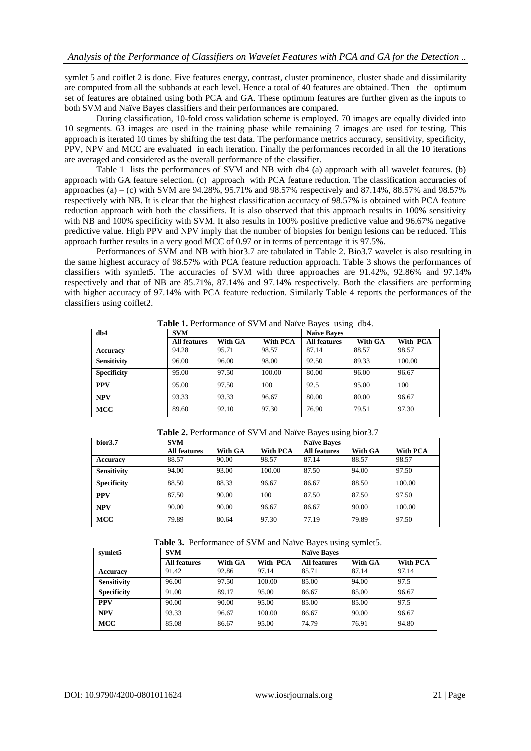symlet 5 and coiflet 2 is done. Five features energy, contrast, cluster prominence, cluster shade and dissimilarity are computed from all the subbands at each level. Hence a total of 40 features are obtained. Then the optimum set of features are obtained using both PCA and GA. These optimum features are further given as the inputs to both SVM and Naïve Bayes classifiers and their performances are compared.

During classification, 10-fold cross validation scheme is employed. 70 images are equally divided into 10 segments. 63 images are used in the training phase while remaining 7 images are used for testing. This approach is iterated 10 times by shifting the test data. The performance metrics accuracy, sensitivity, specificity, PPV, NPV and MCC are evaluated in each iteration. Finally the performances recorded in all the 10 iterations are averaged and considered as the overall performance of the classifier.

Table 1 lists the performances of SVM and NB with db4 (a) approach with all wavelet features. (b) approach with GA feature selection. (c) approach with PCA feature reduction. The classification accuracies of approaches (a) – (c) with SVM are 94.28%, 95.71% and 98.57% respectively and 87.14%, 88.57% and 98.57% respectively with NB. It is clear that the highest classification accuracy of 98.57% is obtained with PCA feature reduction approach with both the classifiers. It is also observed that this approach results in 100% sensitivity with NB and 100% specificity with SVM. It also results in 100% positive predictive value and 96.67% negative predictive value. High PPV and NPV imply that the number of biopsies for benign lesions can be reduced. This approach further results in a very good MCC of 0.97 or in terms of percentage it is 97.5%.

Performances of SVM and NB with bior3.7 are tabulated in Table 2. Bio3.7 wavelet is also resulting in the same highest accuracy of 98.57% with PCA feature reduction approach. Table 3 shows the performances of classifiers with symlet5. The accuracies of SVM with three approaches are 91.42%, 92.86% and 97.14% respectively and that of NB are 85.71%, 87.14% and 97.14% respectively. Both the classifiers are performing with higher accuracy of 97.14% with PCA feature reduction. Similarly Table 4 reports the performances of the classifiers using coiflet2.

**Table 1.** Performance of SVM and Naïve Bayes using db4.

| db4 | SVM | | | Naïve Bayes | | |
|---|---|---|---|---|---|---|
| | All features | With GA | With PCA | All features | With GA | With PCA |
| Accuracy | 94.28 | 95.71 | 98.57 | 87.14 | 88.57 | 98.57 |
| Sensitivity | 96.00 | 96.00 | 98.00 | 92.50 | 89.33 | 100.00 |
| Specificity | 95.00 | 97.50 | 100.00 | 80.00 | 96.00 | 96.67 |
| PPV | 95.00 | 97.50 | 100 | 92.5 | 95.00 | 100 |
| NPV | 93.33 | 93.33 | 96.67 | 80.00 | 80.00 | 96.67 |
| MCC | 89.60 | 92.10 | 97.30 | 76.90 | 79.51 | 97.30 |

**Table 2.** Performance of SVM and Naïve Bayes using bior3.7

| bior3.7 | SVM | | | Naïve Bayes | | |
|---|---|---|---|---|---|---|
| | All features | With GA | With PCA | All features | With GA | With PCA |
| Accuracy | 88.57 | 90.00 | 98.57 | 87.14 | 88.57 | 98.57 |
| Sensitivity | 94.00 | 93.00 | 100.00 | 87.50 | 94.00 | 97.50 |
| Specificity | 88.50 | 88.33 | 96.67 | 86.67 | 88.50 | 100.00 |
| PPV | 87.50 | 90.00 | 100 | 87.50 | 87.50 | 97.50 |
| NPV | 90.00 | 90.00 | 96.67 | 86.67 | 90.00 | 100.00 |
| MCC | 79.89 | 80.64 | 97.30 | 77.19 | 79.89 | 97.50 |

**Table 3.** Performance of SVM and Naïve Bayes using symlet5.

| symlet5 | SVM | | | Naïve Bayes | | |
|---|---|---|---|---|---|---|
| | All features | With GA | With PCA | All features | With GA | With PCA |
| Accuracy | 91.42 | 92.86 | 97.14 | 85.71 | 87.14 | 97.14 |
| Sensitivity | 96.00 | 97.50 | 100.00 | 85.00 | 94.00 | 97.5 |
| Specificity | 91.00 | 89.17 | 95.00 | 86.67 | 85.00 | 96.67 |
| PPV | 90.00 | 90.00 | 95.00 | 85.00 | 85.00 | 97.5 |
| NPV | 93.33 | 96.67 | 100.00 | 86.67 | 90.00 | 96.67 |
| MCC | 85.08 | 86.67 | 95.00 | 74.79 | 76.91 | 94.80 |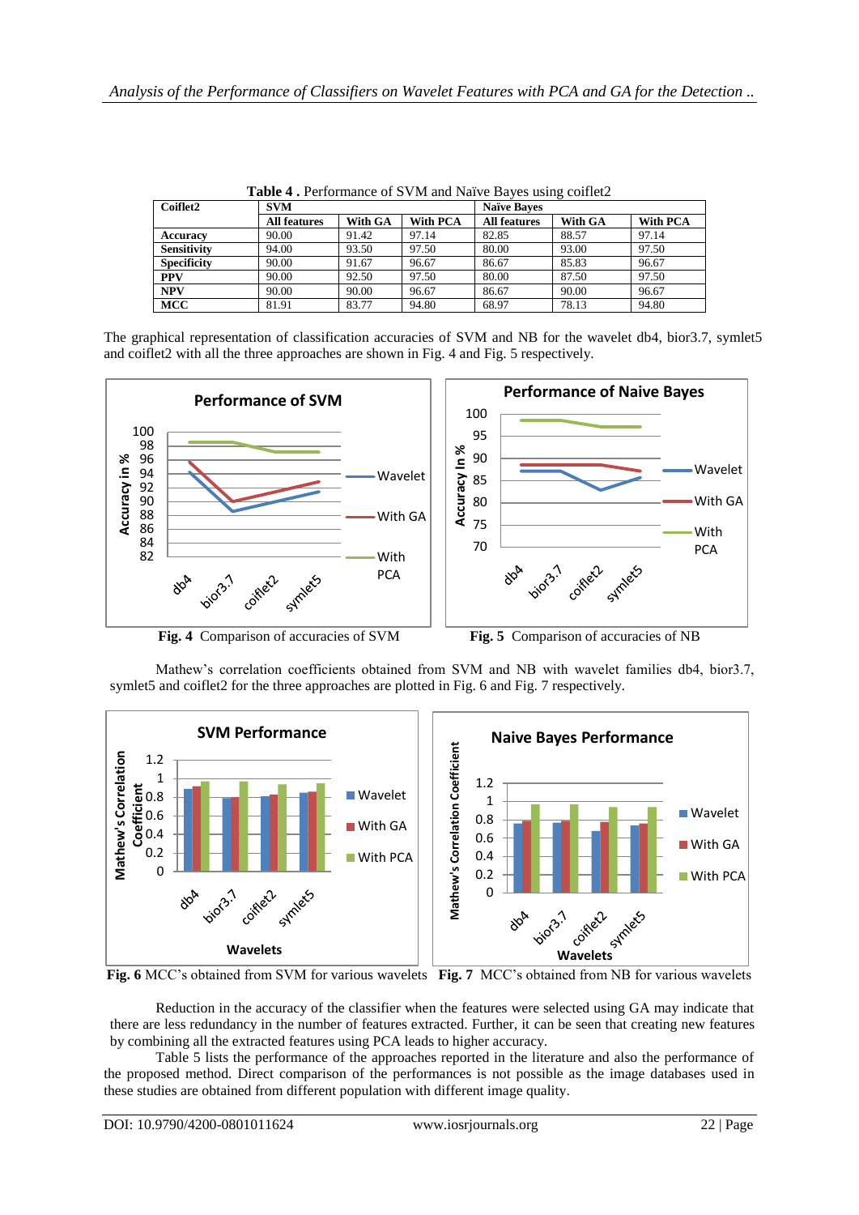**Table 4 .** Performance of SVM and Naïve Bayes using coiflet2

| Coiflet2 | SVM | | | Naïve Bayes | | |
|---|---|---|---|---|---|---|
| | All features | With GA | With PCA | All features | With GA | With PCA |
| Accuracy | 90.00 | 91.42 | 97.14 | 82.85 | 88.57 | 97.14 |
| Sensitivity | 94.00 | 93.50 | 97.50 | 80.00 | 93.00 | 97.50 |
| Specificity | 90.00 | 91.67 | 96.67 | 86.67 | 85.83 | 96.67 |
| PPV | 90.00 | 92.50 | 97.50 | 80.00 | 87.50 | 97.50 |
| NPV | 90.00 | 90.00 | 96.67 | 86.67 | 90.00 | 96.67 |
| MCC | 81.91 | 83.77 | 94.80 | 68.97 | 78.13 | 94.80 |

The graphical representation of classification accuracies of SVM and NB for the wavelet db4, bior3.7, symlet5 and coiflet2 with all the three approaches are shown in Fig. 4 and Fig. 5 respectively.

**Fig. 4** Comparison of accuracies of SVM

**Fig. 5** Comparison of accuracies of NB

Mathew's correlation coefficients obtained from SVM and NB with wavelet families db4, bior3.7, symlet5 and coiflet2 for the three approaches are plotted in Fig. 6 and Fig. 7 respectively.

**Fig. 6** MCC's obtained from SVM for various wavelets

**Fig. 7** MCC's obtained from NB for various wavelets

Reduction in the accuracy of the classifier when the features were selected using GA may indicate that there are less redundancy in the number of features extracted. Further, it can be seen that creating new features by combining all the extracted features using PCA leads to higher accuracy.

Table 5 lists the performance of the approaches reported in the literature and also the performance of the proposed method. Direct comparison of the performances is not possible as the image databases used in these studies are obtained from different population with different image quality.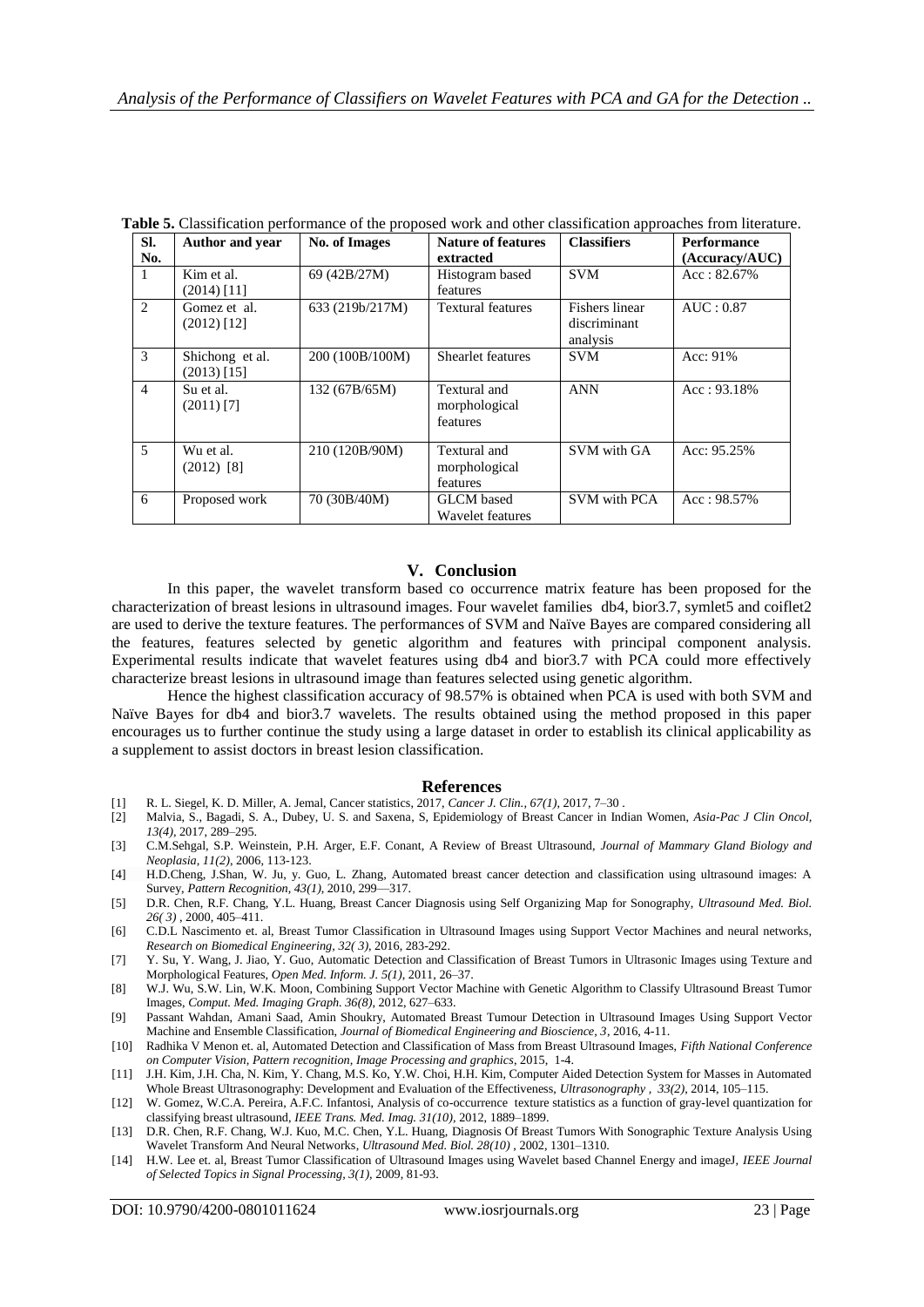**Table 5.** Classification performance of the proposed work and other classification approaches from literature.

| Sl. No. | Author and year | No. of Images | Nature of features extracted | Classifiers | Performance (Accuracy/AUC) |
|---|---|---|---|---|---|
| 1 | Kim et al. (2014) [11] | 69 (42B/27M) | Histogram based features | SVM | Acc : 82.67% |
| 2 | Gomez et al. (2012) [12] | 633 (219b/217M) | Textural features | Fishers linear discriminant analysis | AUC : 0.87 |
| 3 | Shichong et al. (2013) [15] | 200 (100B/100M) | Shearlet features | SVM | Acc: 91% |
| 4 | Su et al. (2011) [7] | 132 (67B/65M) | Textural and morphological features | ANN | Acc : 93.18% |
| 5 | Wu et al. (2012) [8] | 210 (120B/90M) | Textural and morphological features | SVM with GA | Acc: 95.25% |
| 6 | Proposed work | 70 (30B/40M) | GLCM based Wavelet features | SVM with PCA | Acc : 98.57% |

## V. Conclusion

In this paper, the wavelet transform based co occurrence matrix feature has been proposed for the characterization of breast lesions in ultrasound images. Four wavelet families db4, bior3.7, symlet5 and coiflet2 are used to derive the texture features. The performances of SVM and Naïve Bayes are compared considering all the features, features selected by genetic algorithm and features with principal component analysis. Experimental results indicate that wavelet features using db4 and bior3.7 with PCA could more effectively characterize breast lesions in ultrasound image than features selected using genetic algorithm.

Hence the highest classification accuracy of 98.57% is obtained when PCA is used with both SVM and Naïve Bayes for db4 and bior3.7 wavelets. The results obtained using the method proposed in this paper encourages us to further continue the study using a large dataset in order to establish its clinical applicability as a supplement to assist doctors in breast lesion classification.

## References

[1] R. L. Siegel, K. D. Miller, A. Jemal, Cancer statistics, 2017, *Cancer J. Clin., 67(1)*, 2017, 7–30 .

[2] Malvia, S., Bagadi, S. A., Dubey, U. S. and Saxena, S, Epidemiology of Breast Cancer in Indian Women, *Asia-Pac J Clin Oncol, 13(4)*, 2017, 289–295.

[3] C.M.Sehgal, S.P. Weinstein, P.H. Arger, E.F. Conant, A Review of Breast Ultrasound, *Journal of Mammary Gland Biology and Neoplasia, 11(2)*, 2006, 113-123.

[4] H.D.Cheng, J.Shan, W. Ju, y. Guo, L. Zhang, Automated breast cancer detection and classification using ultrasound images: A Survey, *Pattern Recognition, 43(1)*, 2010, 299—317.

[5] D.R. Chen, R.F. Chang, Y.L. Huang, Breast Cancer Diagnosis using Self Organizing Map for Sonography, *Ultrasound Med. Biol. 26( 3)* , 2000, 405–411.

[6] C.D.L Nascimento et. al, Breast Tumor Classification in Ultrasound Images using Support Vector Machines and neural networks, *Research on Biomedical Engineering, 32( 3)*, 2016, 283-292.

[7] Y. Su, Y. Wang, J. Jiao, Y. Guo, Automatic Detection and Classification of Breast Tumors in Ultrasonic Images using Texture and Morphological Features, *Open Med. Inform. J. 5(1)*, 2011, 26–37.

[8] W.J. Wu, S.W. Lin, W.K. Moon, Combining Support Vector Machine with Genetic Algorithm to Classify Ultrasound Breast Tumor Images, *Comput. Med. Imaging Graph. 36(8)*, 2012, 627–633.

[9] Passant Wahdan, Amani Saad, Amin Shoukry, Automated Breast Tumour Detection in Ultrasound Images Using Support Vector Machine and Ensemble Classification, *Journal of Biomedical Engineering and Bioscience, 3*, 2016, 4-11.

[10] Radhika V Menon et. al, Automated Detection and Classification of Mass from Breast Ultrasound Images, *Fifth National Conference on Computer Vision, Pattern recognition, Image Processing and graphics*, 2015, 1-4.

[11] J.H. Kim, J.H. Cha, N. Kim, Y. Chang, M.S. Ko, Y.W. Choi, H.H. Kim, Computer Aided Detection System for Masses in Automated Whole Breast Ultrasonography: Development and Evaluation of the Effectiveness, *Ultrasonography , 33(2)*, 2014, 105–115.

[12] W. Gomez, W.C.A. Pereira, A.F.C. Infantosi, Analysis of co-occurrence texture statistics as a function of gray-level quantization for classifying breast ultrasound, *IEEE Trans. Med. Imag. 31(10)*, 2012, 1889–1899.

[13] D.R. Chen, R.F. Chang, W.J. Kuo, M.C. Chen, Y.L. Huang, Diagnosis Of Breast Tumors With Sonographic Texture Analysis Using Wavelet Transform And Neural Networks, *Ultrasound Med. Biol. 28(10)* , 2002, 1301–1310.

[14] H.W. Lee et. al, Breast Tumor Classification of Ultrasound Images using Wavelet based Channel Energy and imageJ, *IEEE Journal of Selected Topics in Signal Processing, 3(1)*, 2009, 81-93.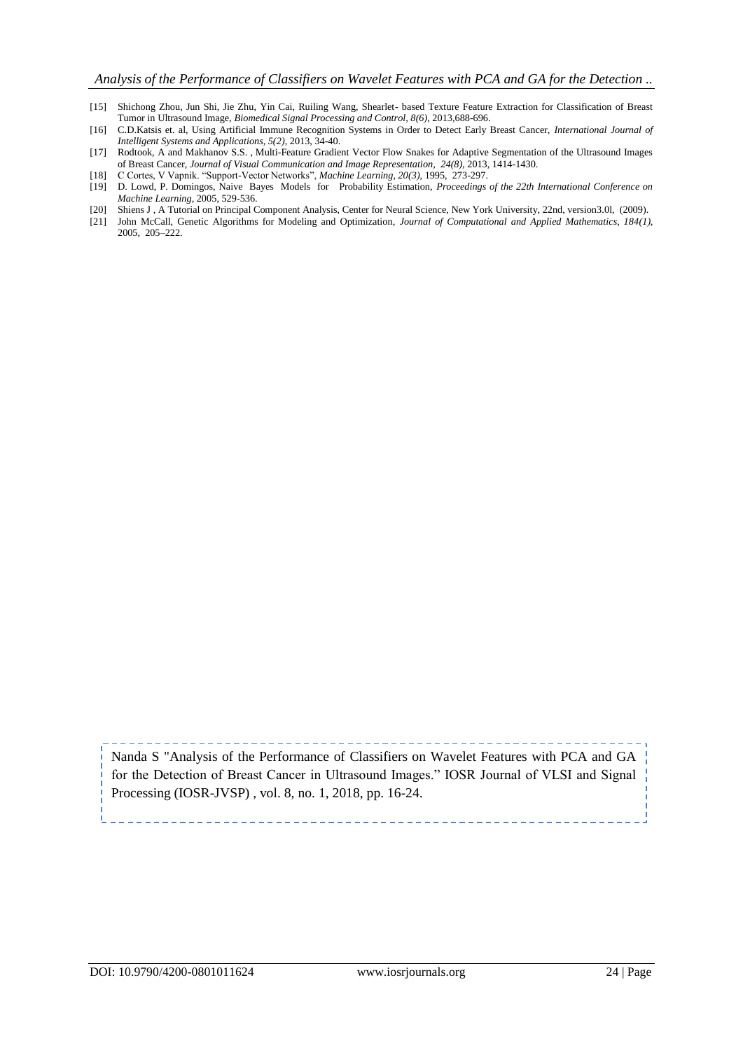[15] Shichong Zhou, Jun Shi, Jie Zhu, Yin Cai, Ruiling Wang, Shearlet- based Texture Feature Extraction for Classification of Breast Tumor in Ultrasound Image, *Biomedical Signal Processing and Control, 8(6),* 2013,688-696.

[16] C.D.Katsis et. al, Using Artificial Immune Recognition Systems in Order to Detect Early Breast Cancer, *International Journal of Intelligent Systems and Applications, 5(2),* 2013, 34-40.

[17] Rodtook, A and Makhanov S.S. , Multi-Feature Gradient Vector Flow Snakes for Adaptive Segmentation of the Ultrasound Images of Breast Cancer, *Journal of Visual Communication and Image Representation, 24(8),* 2013, 1414-1430.

[18] C Cortes, V Vapnik. "Support-Vector Networks", *Machine Learning, 20(3),* 1995, 273-297.

[19] D. Lowd, P. Domingos, Naive Bayes Models for Probability Estimation, *Proceedings of the 22th International Conference on Machine Learning,* 2005, 529-536.

[20] Shiens J , A Tutorial on Principal Component Analysis, Center for Neural Science, New York University, 22nd, version3.0l, (2009).

[21] John McCall, Genetic Algorithms for Modeling and Optimization, *Journal of Computational and Applied Mathematics, 184(1),* 2005, 205–222.

Nanda S "Analysis of the Performance of Classifiers on Wavelet Features with PCA and GA for the Detection of Breast Cancer in Ultrasound Images." IOSR Journal of VLSI and Signal Processing (IOSR-JVSP) , vol. 8, no. 1, 2018, pp. 16-24.